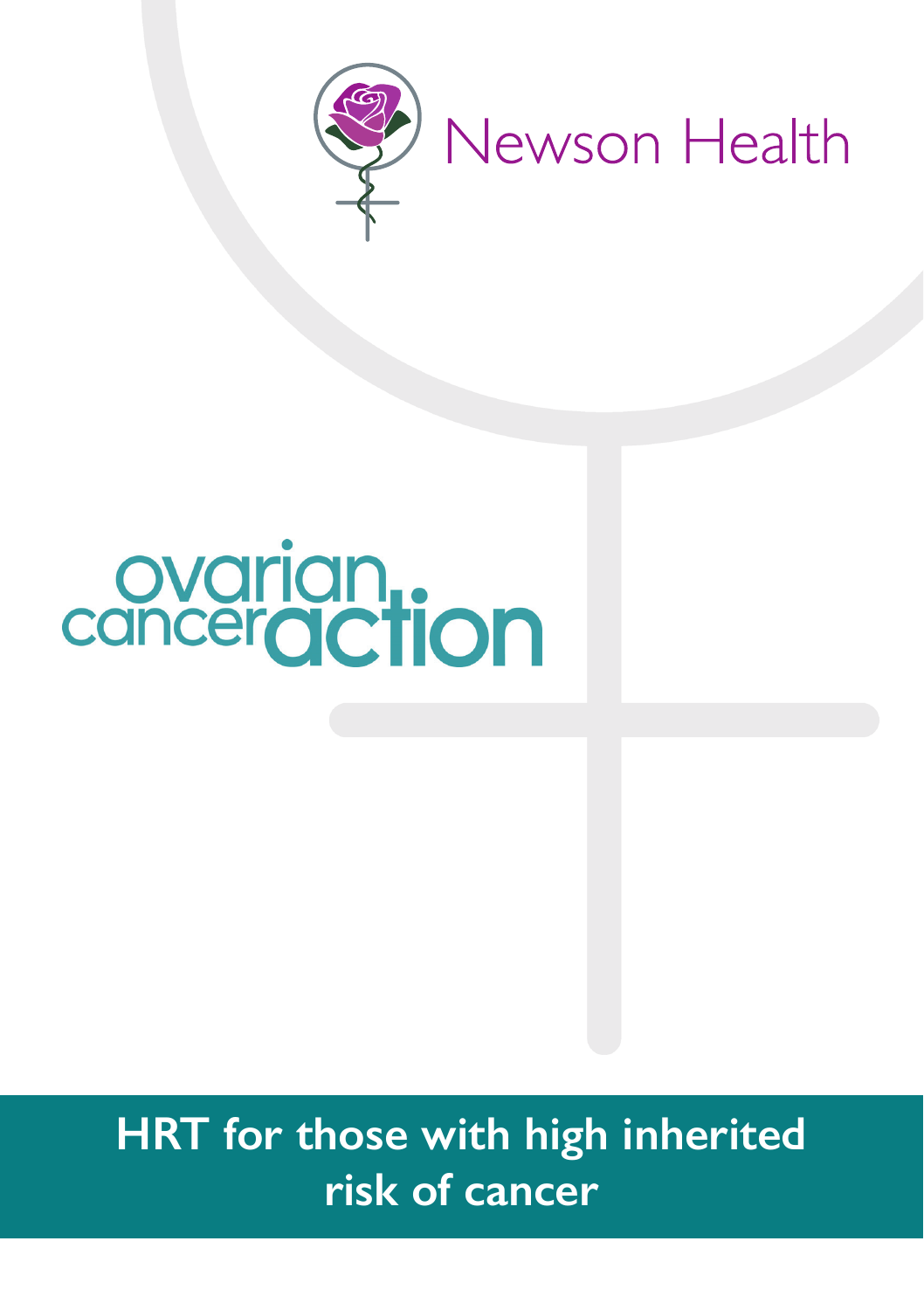Newson Health

ovarian cancer action

# HRT for those with high inherited risk of cancer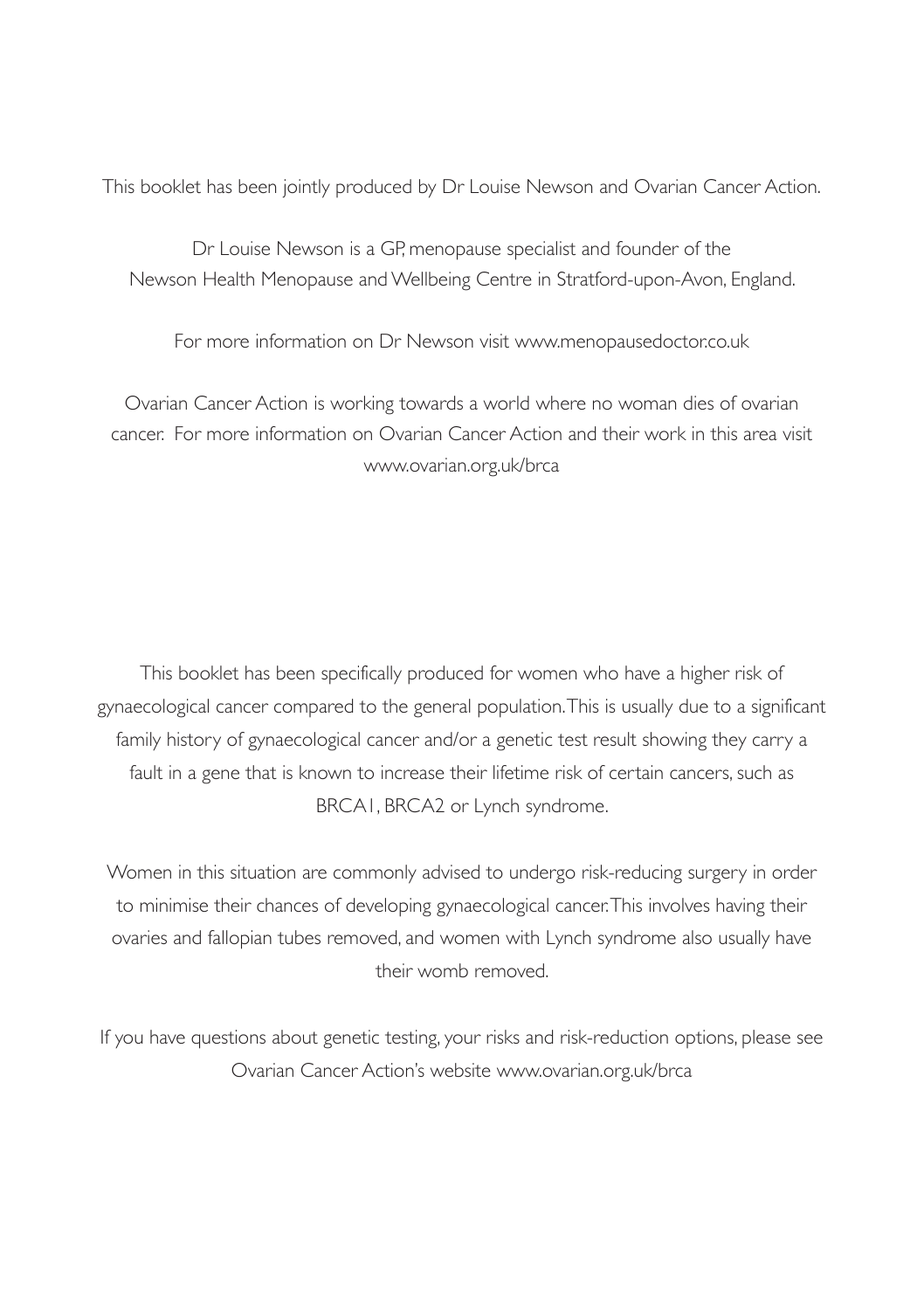This booklet has been jointly produced by Dr Louise Newson and Ovarian Cancer Action.

Dr Louise Newson is a GP, menopause specialist and founder of the Newson Health Menopause and Wellbeing Centre in Stratford-upon-Avon, England.

For more information on Dr Newson visit www.menopausedoctor.co.uk

Ovarian Cancer Action is working towards a world where no woman dies of ovarian cancer. For more information on Ovarian Cancer Action and their work in this area visit www.ovarian.org.uk/brca

This booklet has been specifically produced for women who have a higher risk of gynaecological cancer compared to the general population. This is usually due to a significant family history of gynaecological cancer and/or a genetic test result showing they carry a fault in a gene that is known to increase their lifetime risk of certain cancers, such as BRCA1, BRCA2 or Lynch syndrome.

Women in this situation are commonly advised to undergo risk-reducing surgery in order to minimise their chances of developing gynaecological cancer. This involves having their ovaries and fallopian tubes removed, and women with Lynch syndrome also usually have their womb removed.

If you have questions about genetic testing, your risks and risk-reduction options, please see Ovarian Cancer Action's website www.ovarian.org.uk/brca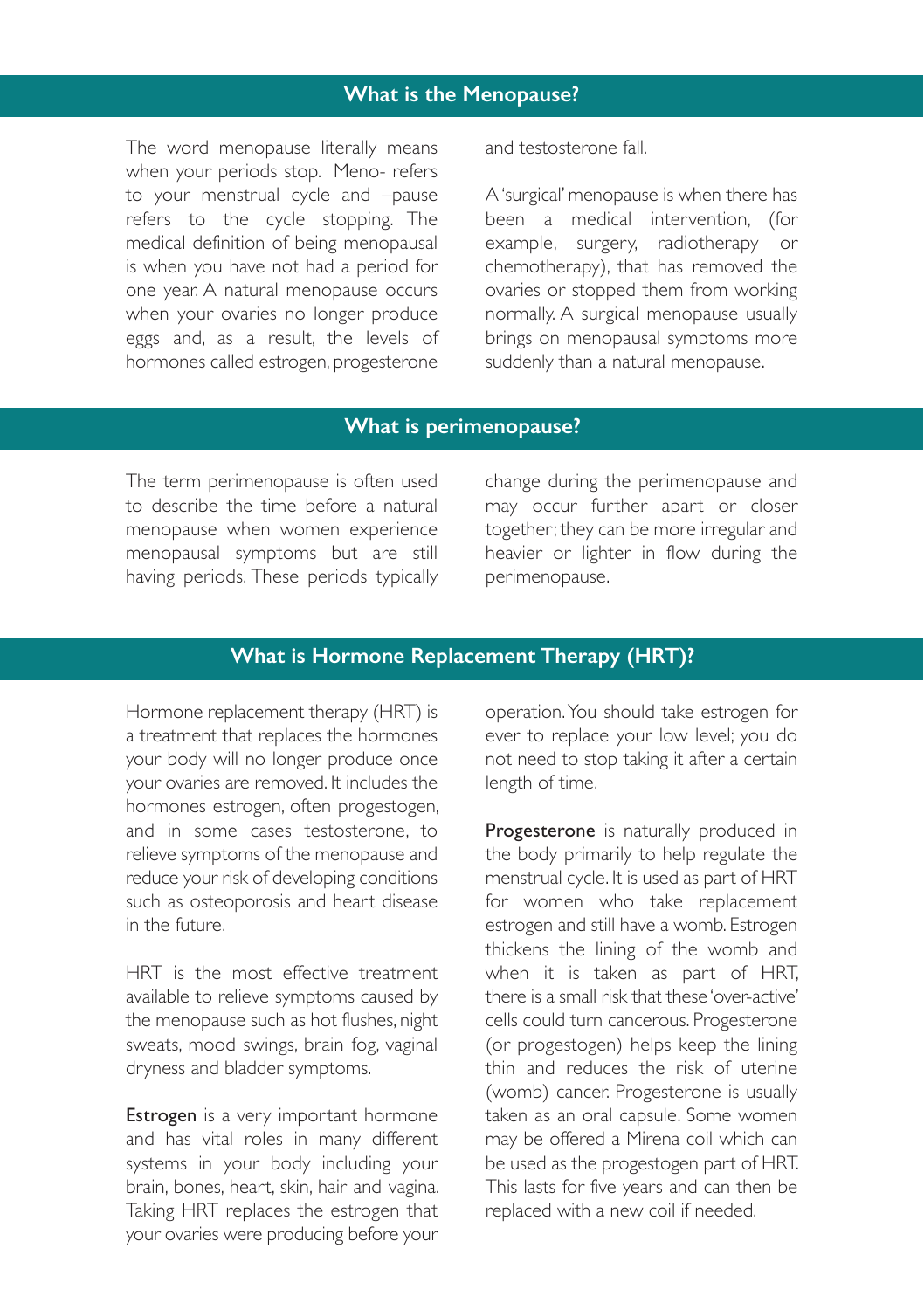## What is the Menopause?

The word menopause literally means when your periods stop. Meno- refers to your menstrual cycle and –pause refers to the cycle stopping. The medical definition of being menopausal is when you have not had a period for one year. A natural menopause occurs when your ovaries no longer produce eggs and, as a result, the levels of hormones called estrogen, progesterone and testosterone fall.

A 'surgical' menopause is when there has been a medical intervention, (for example, surgery, radiotherapy or chemotherapy), that has removed the ovaries or stopped them from working normally. A surgical menopause usually brings on menopausal symptoms more suddenly than a natural menopause.

## What is perimenopause?

The term perimenopause is often used to describe the time before a natural menopause when women experience menopausal symptoms but are still having periods. These periods typically change during the perimenopause and may occur further apart or closer together; they can be more irregular and heavier or lighter in flow during the perimenopause.

## What is Hormone Replacement Therapy (HRT)?

Hormone replacement therapy (HRT) is a treatment that replaces the hormones your body will no longer produce once your ovaries are removed. It includes the hormones estrogen, often progestogen, and in some cases testosterone, to relieve symptoms of the menopause and reduce your risk of developing conditions such as osteoporosis and heart disease in the future.

HRT is the most effective treatment available to relieve symptoms caused by the menopause such as hot flushes, night sweats, mood swings, brain fog, vaginal dryness and bladder symptoms.

**Estrogen** is a very important hormone and has vital roles in many different systems in your body including your brain, bones, heart, skin, hair and vagina. Taking HRT replaces the estrogen that your ovaries were producing before your operation. You should take estrogen for ever to replace your low level; you do not need to stop taking it after a certain length of time.

**Progesterone** is naturally produced in the body primarily to help regulate the menstrual cycle. It is used as part of HRT for women who take replacement estrogen and still have a womb. Estrogen thickens the lining of the womb and when it is taken as part of HRT, there is a small risk that these 'over-active' cells could turn cancerous. Progesterone (or progestogen) helps keep the lining thin and reduces the risk of uterine (womb) cancer. Progesterone is usually taken as an oral capsule. Some women may be offered a Mirena coil which can be used as the progestogen part of HRT. This lasts for five years and can then be replaced with a new coil if needed.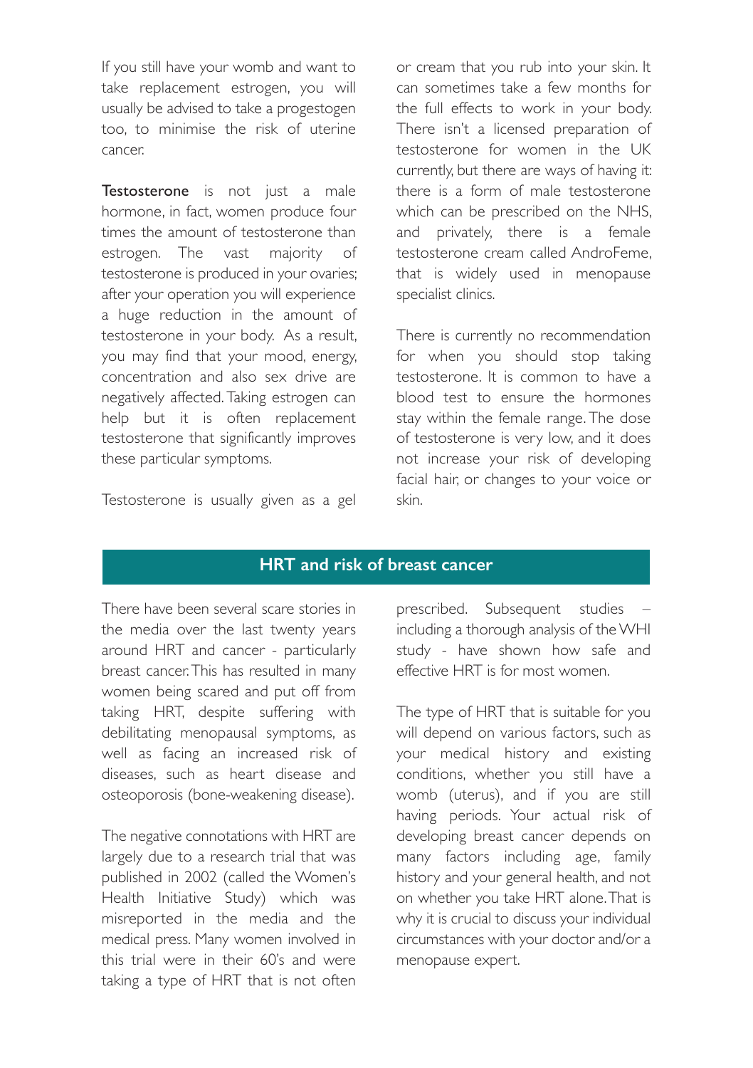If you still have your womb and want to take replacement estrogen, you will usually be advised to take a progestogen too, to minimise the risk of uterine cancer.

**Testosterone** is not just a male hormone, in fact, women produce four times the amount of testosterone than estrogen. The vast majority of testosterone is produced in your ovaries; after your operation you will experience a huge reduction in the amount of testosterone in your body. As a result, you may find that your mood, energy, concentration and also sex drive are negatively affected. Taking estrogen can help but it is often replacement testosterone that significantly improves these particular symptoms.

Testosterone is usually given as a gel or cream that you rub into your skin. It can sometimes take a few months for the full effects to work in your body. There isn't a licensed preparation of testosterone for women in the UK currently, but there are ways of having it: there is a form of male testosterone which can be prescribed on the NHS, and privately, there is a female testosterone cream called AndroFeme, that is widely used in menopause specialist clinics.

There is currently no recommendation for when you should stop taking testosterone. It is common to have a blood test to ensure the hormones stay within the female range. The dose of testosterone is very low, and it does not increase your risk of developing facial hair, or changes to your voice or skin.

## HRT and risk of breast cancer

There have been several scare stories in the media over the last twenty years around HRT and cancer - particularly breast cancer. This has resulted in many women being scared and put off from taking HRT, despite suffering with debilitating menopausal symptoms, as well as facing an increased risk of diseases, such as heart disease and osteoporosis (bone-weakening disease).

The negative connotations with HRT are largely due to a research trial that was published in 2002 (called the Women's Health Initiative Study) which was misreported in the media and the medical press. Many women involved in this trial were in their 60's and were taking a type of HRT that is not often prescribed. Subsequent studies – including a thorough analysis of the WHI study - have shown how safe and effective HRT is for most women.

The type of HRT that is suitable for you will depend on various factors, such as your medical history and existing conditions, whether you still have a womb (uterus), and if you are still having periods. Your actual risk of developing breast cancer depends on many factors including age, family history and your general health, and not on whether you take HRT alone. That is why it is crucial to discuss your individual circumstances with your doctor and/or a menopause expert.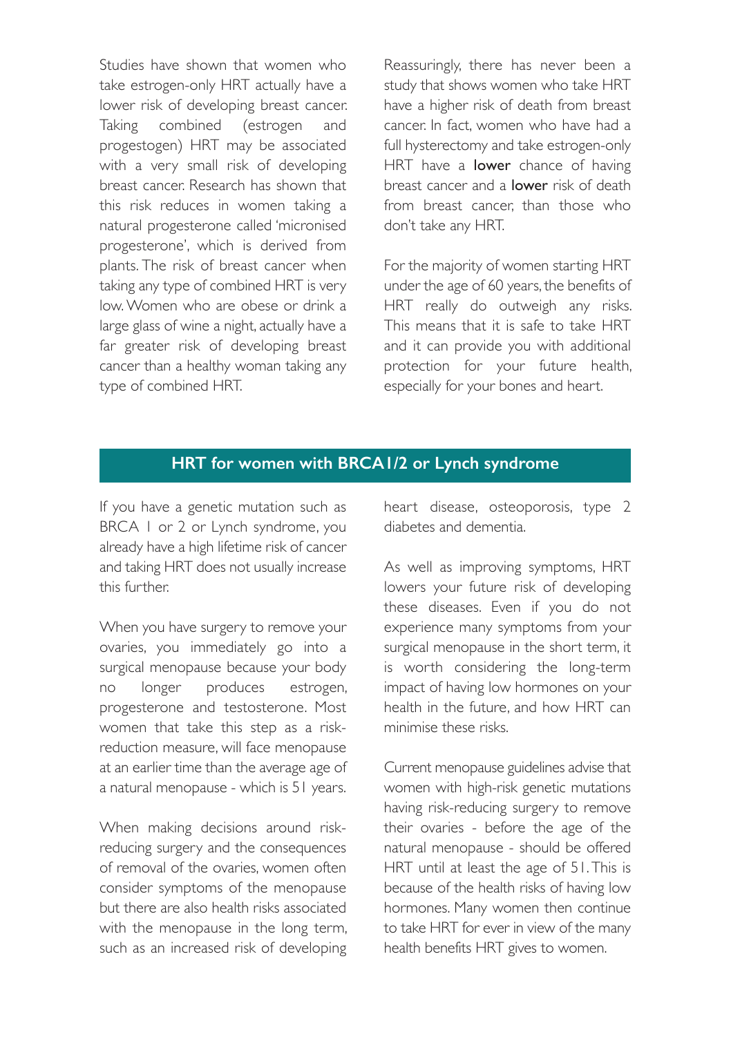Studies have shown that women who take estrogen-only HRT actually have a lower risk of developing breast cancer. Taking combined (estrogen and progestogen) HRT may be associated with a very small risk of developing breast cancer. Research has shown that this risk reduces in women taking a natural progesterone called 'micronised progesterone', which is derived from plants. The risk of breast cancer when taking any type of combined HRT is very low. Women who are obese or drink a large glass of wine a night, actually have a far greater risk of developing breast cancer than a healthy woman taking any type of combined HRT.

Reassuringly, there has never been a study that shows women who take HRT have a higher risk of death from breast cancer. In fact, women who have had a full hysterectomy and take estrogen-only HRT have a **lower** chance of having breast cancer and a **lower** risk of death from breast cancer, than those who don't take any HRT.

For the majority of women starting HRT under the age of 60 years, the benefits of HRT really do outweigh any risks. This means that it is safe to take HRT and it can provide you with additional protection for your future health, especially for your bones and heart.

## HRT for women with BRCA1/2 or Lynch syndrome

If you have a genetic mutation such as BRCA 1 or 2 or Lynch syndrome, you already have a high lifetime risk of cancer and taking HRT does not usually increase this further.

When you have surgery to remove your ovaries, you immediately go into a surgical menopause because your body no longer produces estrogen, progesterone and testosterone. Most women that take this step as a risk-reduction measure, will face menopause at an earlier time than the average age of a natural menopause - which is 51 years.

When making decisions around risk-reducing surgery and the consequences of removal of the ovaries, women often consider symptoms of the menopause but there are also health risks associated with the menopause in the long term, such as an increased risk of developing heart disease, osteoporosis, type 2 diabetes and dementia.

As well as improving symptoms, HRT lowers your future risk of developing these diseases. Even if you do not experience many symptoms from your surgical menopause in the short term, it is worth considering the long-term impact of having low hormones on your health in the future, and how HRT can minimise these risks.

Current menopause guidelines advise that women with high-risk genetic mutations having risk-reducing surgery to remove their ovaries - before the age of the natural menopause - should be offered HRT until at least the age of 51. This is because of the health risks of having low hormones. Many women then continue to take HRT for ever in view of the many health benefits HRT gives to women.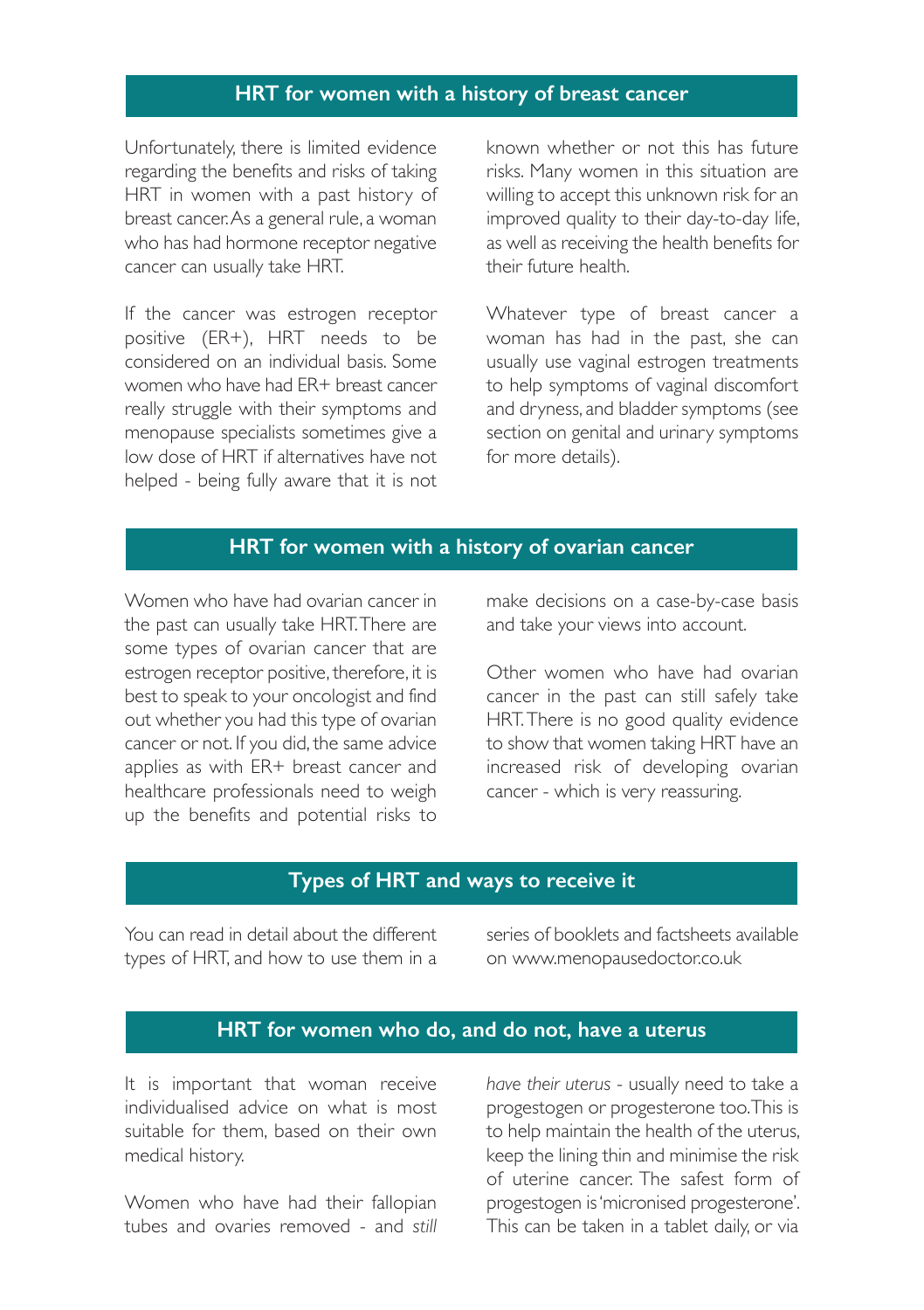## HRT for women with a history of breast cancer

Unfortunately, there is limited evidence regarding the benefits and risks of taking HRT in women with a past history of breast cancer. As a general rule, a woman who has had hormone receptor negative cancer can usually take HRT.

If the cancer was estrogen receptor positive (ER+), HRT needs to be considered on an individual basis. Some women who have had ER+ breast cancer really struggle with their symptoms and menopause specialists sometimes give a low dose of HRT if alternatives have not helped - being fully aware that it is not known whether or not this has future risks. Many women in this situation are willing to accept this unknown risk for an improved quality to their day-to-day life, as well as receiving the health benefits for their future health.

Whatever type of breast cancer a woman has had in the past, she can usually use vaginal estrogen treatments to help symptoms of vaginal discomfort and dryness, and bladder symptoms (see section on genital and urinary symptoms for more details).

## HRT for women with a history of ovarian cancer

Women who have had ovarian cancer in the past can usually take HRT. There are some types of ovarian cancer that are estrogen receptor positive, therefore, it is best to speak to your oncologist and find out whether you had this type of ovarian cancer or not. If you did, the same advice applies as with ER+ breast cancer and healthcare professionals need to weigh up the benefits and potential risks to make decisions on a case-by-case basis and take your views into account.

Other women who have had ovarian cancer in the past can still safely take HRT. There is no good quality evidence to show that women taking HRT have an increased risk of developing ovarian cancer - which is very reassuring.

## Types of HRT and ways to receive it

You can read in detail about the different types of HRT, and how to use them in a series of booklets and factsheets available on www.menopausedoctor.co.uk

## HRT for women who do, and do not, have a uterus

It is important that woman receive individualised advice on what is most suitable for them, based on their own medical history.

Women who have had their fallopian tubes and ovaries removed - and *still have their uterus* - usually need to take a progestogen or progesterone too. This is to help maintain the health of the uterus, keep the lining thin and minimise the risk of uterine cancer. The safest form of progestogen is 'micronised progesterone'. This can be taken in a tablet daily, or via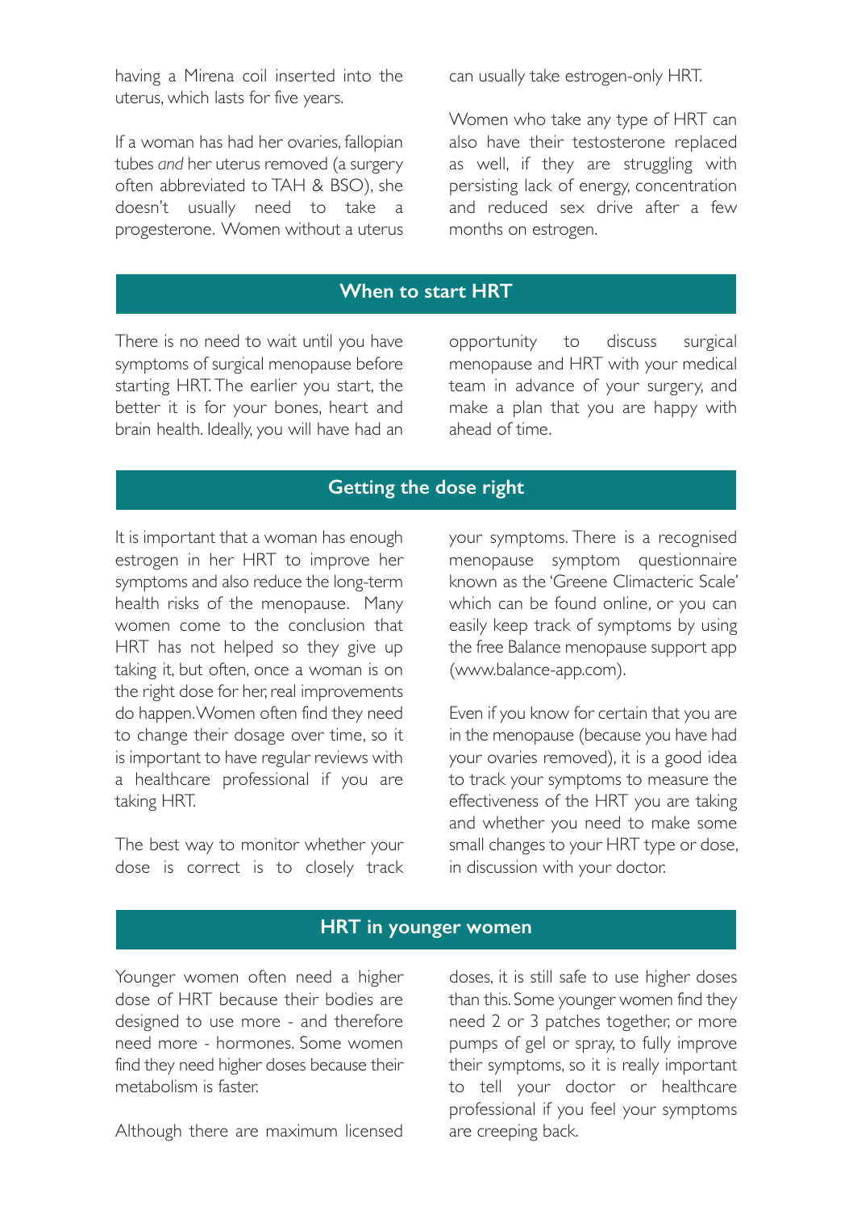having a Mirena coil inserted into the uterus, which lasts for five years.

If a woman has had her ovaries, fallopian tubes *and* her uterus removed (a surgery often abbreviated to TAH & BSO), she doesn't usually need to take a progesterone. Women without a uterus can usually take estrogen-only HRT.

Women who take any type of HRT can also have their testosterone replaced as well, if they are struggling with persisting lack of energy, concentration and reduced sex drive after a few months on estrogen.

## When to start HRT

There is no need to wait until you have symptoms of surgical menopause before starting HRT. The earlier you start, the better it is for your bones, heart and brain health. Ideally, you will have had an opportunity to discuss surgical menopause and HRT with your medical team in advance of your surgery, and make a plan that you are happy with ahead of time.

## Getting the dose right

It is important that a woman has enough estrogen in her HRT to improve her symptoms and also reduce the long-term health risks of the menopause. Many women come to the conclusion that HRT has not helped so they give up taking it, but often, once a woman is on the right dose for her, real improvements do happen. Women often find they need to change their dosage over time, so it is important to have regular reviews with a healthcare professional if you are taking HRT.

The best way to monitor whether your dose is correct is to closely track your symptoms. There is a recognised menopause symptom questionnaire known as the 'Greene Climacteric Scale' which can be found online, or you can easily keep track of symptoms by using the free Balance menopause support app (www.balance-app.com).

Even if you know for certain that you are in the menopause (because you have had your ovaries removed), it is a good idea to track your symptoms to measure the effectiveness of the HRT you are taking and whether you need to make some small changes to your HRT type or dose, in discussion with your doctor.

## HRT in younger women

Younger women often need a higher dose of HRT because their bodies are designed to use more - and therefore need more - hormones. Some women find they need higher doses because their metabolism is faster.

Although there are maximum licensed doses, it is still safe to use higher doses than this. Some younger women find they need 2 or 3 patches together, or more pumps of gel or spray, to fully improve their symptoms, so it is really important to tell your doctor or healthcare professional if you feel your symptoms are creeping back.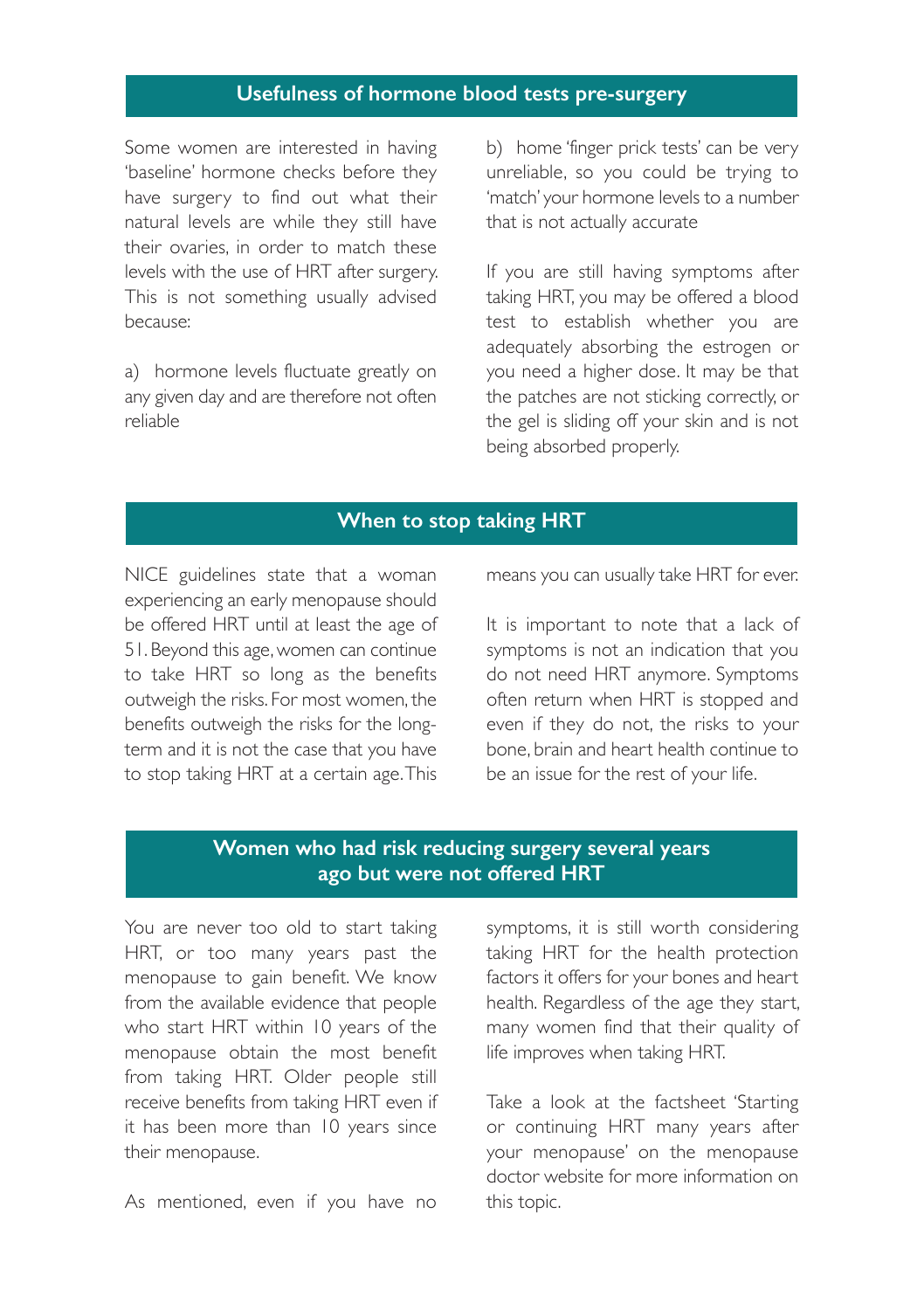## Usefulness of hormone blood tests pre-surgery

Some women are interested in having 'baseline' hormone checks before they have surgery to find out what their natural levels are while they still have their ovaries, in order to match these levels with the use of HRT after surgery. This is not something usually advised because:

a) hormone levels fluctuate greatly on any given day and are therefore not often reliable

b) home 'finger prick tests' can be very unreliable, so you could be trying to 'match' your hormone levels to a number that is not actually accurate

If you are still having symptoms after taking HRT, you may be offered a blood test to establish whether you are adequately absorbing the estrogen or you need a higher dose. It may be that the patches are not sticking correctly, or the gel is sliding off your skin and is not being absorbed properly.

## When to stop taking HRT

NICE guidelines state that a woman experiencing an early menopause should be offered HRT until at least the age of 51. Beyond this age, women can continue to take HRT so long as the benefits outweigh the risks. For most women, the benefits outweigh the risks for the long-term and it is not the case that you have to stop taking HRT at a certain age. This means you can usually take HRT for ever.

It is important to note that a lack of symptoms is not an indication that you do not need HRT anymore. Symptoms often return when HRT is stopped and even if they do not, the risks to your bone, brain and heart health continue to be an issue for the rest of your life.

## Women who had risk reducing surgery several years ago but were not offered HRT

You are never too old to start taking HRT, or too many years past the menopause to gain benefit. We know from the available evidence that people who start HRT within 10 years of the menopause obtain the most benefit from taking HRT. Older people still receive benefits from taking HRT even if it has been more than 10 years since their menopause.

As mentioned, even if you have no symptoms, it is still worth considering taking HRT for the health protection factors it offers for your bones and heart health. Regardless of the age they start, many women find that their quality of life improves when taking HRT.

Take a look at the factsheet 'Starting or continuing HRT many years after your menopause' on the menopause doctor website for more information on this topic.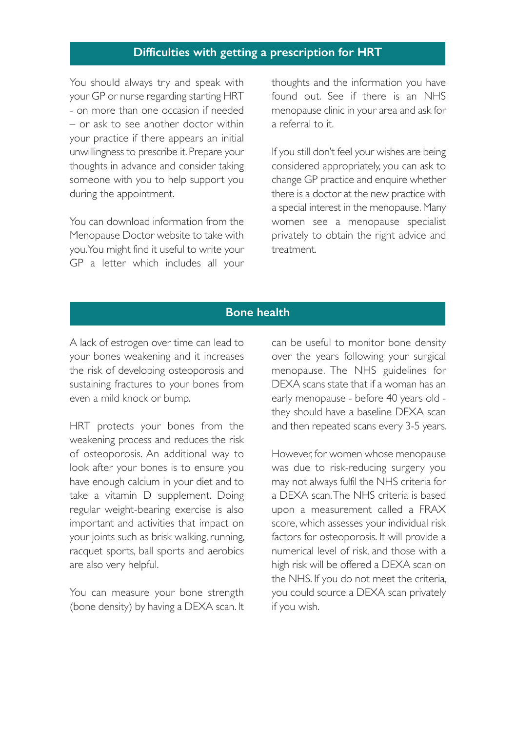## Difficulties with getting a prescription for HRT

You should always try and speak with your GP or nurse regarding starting HRT - on more than one occasion if needed – or ask to see another doctor within your practice if there appears an initial unwillingness to prescribe it. Prepare your thoughts in advance and consider taking someone with you to help support you during the appointment.

You can download information from the Menopause Doctor website to take with you. You might find it useful to write your GP a letter which includes all your thoughts and the information you have found out. See if there is an NHS menopause clinic in your area and ask for a referral to it.

If you still don't feel your wishes are being considered appropriately, you can ask to change GP practice and enquire whether there is a doctor at the new practice with a special interest in the menopause. Many women see a menopause specialist privately to obtain the right advice and treatment.

## Bone health

A lack of estrogen over time can lead to your bones weakening and it increases the risk of developing osteoporosis and sustaining fractures to your bones from even a mild knock or bump.

HRT protects your bones from the weakening process and reduces the risk of osteoporosis. An additional way to look after your bones is to ensure you have enough calcium in your diet and to take a vitamin D supplement. Doing regular weight-bearing exercise is also important and activities that impact on your joints such as brisk walking, running, racquet sports, ball sports and aerobics are also very helpful.

You can measure your bone strength (bone density) by having a DEXA scan. It can be useful to monitor bone density over the years following your surgical menopause. The NHS guidelines for DEXA scans state that if a woman has an early menopause - before 40 years old - they should have a baseline DEXA scan and then repeated scans every 3-5 years.

However, for women whose menopause was due to risk-reducing surgery you may not always fulfil the NHS criteria for a DEXA scan. The NHS criteria is based upon a measurement called a FRAX score, which assesses your individual risk factors for osteoporosis. It will provide a numerical level of risk, and those with a high risk will be offered a DEXA scan on the NHS. If you do not meet the criteria, you could source a DEXA scan privately if you wish.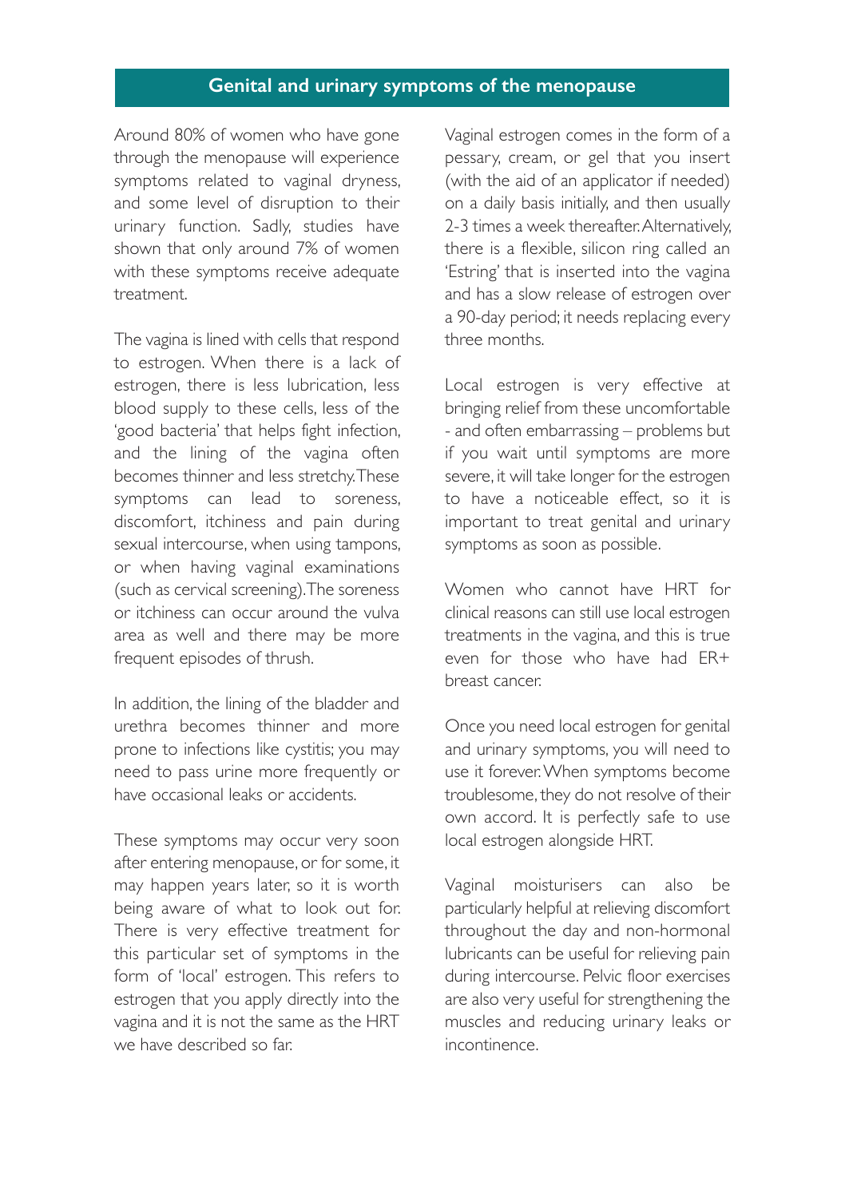## Genital and urinary symptoms of the menopause

Around 80% of women who have gone through the menopause will experience symptoms related to vaginal dryness, and some level of disruption to their urinary function. Sadly, studies have shown that only around 7% of women with these symptoms receive adequate treatment.

The vagina is lined with cells that respond to estrogen. When there is a lack of estrogen, there is less lubrication, less blood supply to these cells, less of the 'good bacteria' that helps fight infection, and the lining of the vagina often becomes thinner and less stretchy. These symptoms can lead to soreness, discomfort, itchiness and pain during sexual intercourse, when using tampons, or when having vaginal examinations (such as cervical screening). The soreness or itchiness can occur around the vulva area as well and there may be more frequent episodes of thrush.

In addition, the lining of the bladder and urethra becomes thinner and more prone to infections like cystitis; you may need to pass urine more frequently or have occasional leaks or accidents.

These symptoms may occur very soon after entering menopause, or for some, it may happen years later, so it is worth being aware of what to look out for. There is very effective treatment for this particular set of symptoms in the form of 'local' estrogen. This refers to estrogen that you apply directly into the vagina and it is not the same as the HRT we have described so far.

Vaginal estrogen comes in the form of a pessary, cream, or gel that you insert (with the aid of an applicator if needed) on a daily basis initially, and then usually 2-3 times a week thereafter. Alternatively, there is a flexible, silicon ring called an 'Estring' that is inserted into the vagina and has a slow release of estrogen over a 90-day period; it needs replacing every three months.

Local estrogen is very effective at bringing relief from these uncomfortable - and often embarrassing – problems but if you wait until symptoms are more severe, it will take longer for the estrogen to have a noticeable effect, so it is important to treat genital and urinary symptoms as soon as possible.

Women who cannot have HRT for clinical reasons can still use local estrogen treatments in the vagina, and this is true even for those who have had ER+ breast cancer.

Once you need local estrogen for genital and urinary symptoms, you will need to use it forever. When symptoms become troublesome, they do not resolve of their own accord. It is perfectly safe to use local estrogen alongside HRT.

Vaginal moisturisers can also be particularly helpful at relieving discomfort throughout the day and non-hormonal lubricants can be useful for relieving pain during intercourse. Pelvic floor exercises are also very useful for strengthening the muscles and reducing urinary leaks or incontinence.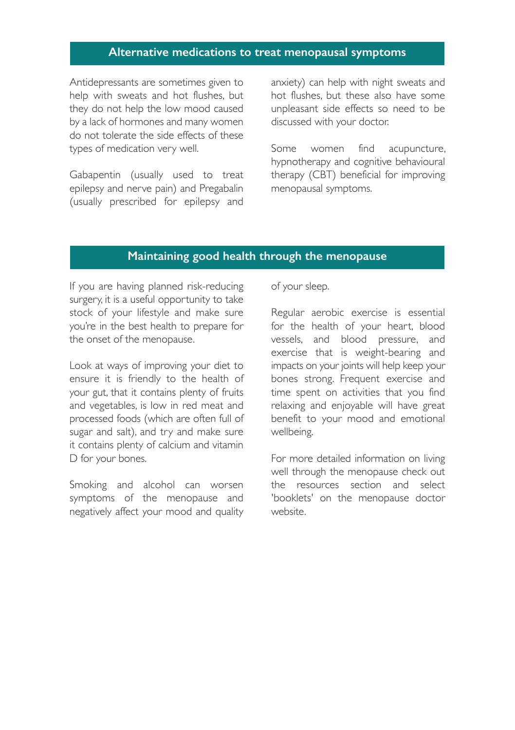## Alternative medications to treat menopausal symptoms

Antidepressants are sometimes given to help with sweats and hot flushes, but they do not help the low mood caused by a lack of hormones and many women do not tolerate the side effects of these types of medication very well.

Gabapentin (usually used to treat epilepsy and nerve pain) and Pregabalin (usually prescribed for epilepsy and anxiety) can help with night sweats and hot flushes, but these also have some unpleasant side effects so need to be discussed with your doctor.

Some women find acupuncture, hypnotherapy and cognitive behavioural therapy (CBT) beneficial for improving menopausal symptoms.

## Maintaining good health through the menopause

If you are having planned risk-reducing surgery, it is a useful opportunity to take stock of your lifestyle and make sure you're in the best health to prepare for the onset of the menopause.

Look at ways of improving your diet to ensure it is friendly to the health of your gut, that it contains plenty of fruits and vegetables, is low in red meat and processed foods (which are often full of sugar and salt), and try and make sure it contains plenty of calcium and vitamin D for your bones.

Smoking and alcohol can worsen symptoms of the menopause and negatively affect your mood and quality of your sleep.

Regular aerobic exercise is essential for the health of your heart, blood vessels, and blood pressure, and exercise that is weight-bearing and impacts on your joints will help keep your bones strong. Frequent exercise and time spent on activities that you find relaxing and enjoyable will have great benefit to your mood and emotional wellbeing.

For more detailed information on living well through the menopause check out the resources section and select 'booklets' on the menopause doctor website.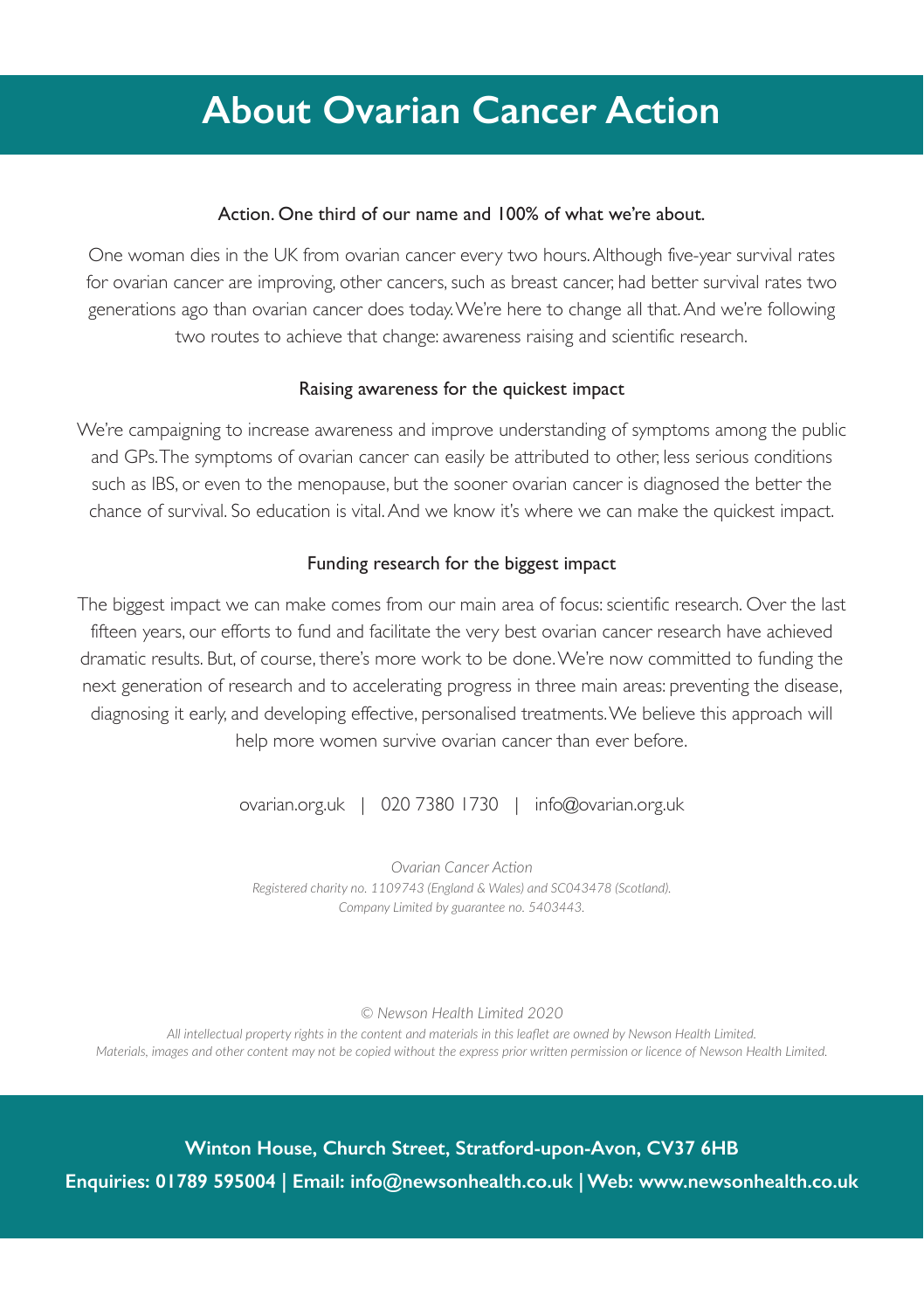# About Ovarian Cancer Action

### Action. One third of our name and 100% of what we're about.

One woman dies in the UK from ovarian cancer every two hours. Although five-year survival rates for ovarian cancer are improving, other cancers, such as breast cancer, had better survival rates two generations ago than ovarian cancer does today. We're here to change all that. And we're following two routes to achieve that change: awareness raising and scientific research.

### Raising awareness for the quickest impact

We're campaigning to increase awareness and improve understanding of symptoms among the public and GPs. The symptoms of ovarian cancer can easily be attributed to other, less serious conditions such as IBS, or even to the menopause, but the sooner ovarian cancer is diagnosed the better the chance of survival. So education is vital. And we know it's where we can make the quickest impact.

### Funding research for the biggest impact

The biggest impact we can make comes from our main area of focus: scientific research. Over the last fifteen years, our efforts to fund and facilitate the very best ovarian cancer research have achieved dramatic results. But, of course, there's more work to be done. We're now committed to funding the next generation of research and to accelerating progress in three main areas: preventing the disease, diagnosing it early, and developing effective, personalised treatments. We believe this approach will help more women survive ovarian cancer than ever before.

ovarian.org.uk | 020 7380 1730 | info@ovarian.org.uk

*Ovarian Cancer Action*
*Registered charity no. 1109743 (England & Wales) and SC043478 (Scotland).*
*Company Limited by guarantee no. 5403443.*

*© Newson Health Limited 2020*
*All intellectual property rights in the content and materials in this leaflet are owned by Newson Health Limited.*
*Materials, images and other content may not be copied without the express prior written permission or licence of Newson Health Limited.*

**Winton House, Church Street, Stratford-upon-Avon, CV37 6HB**
**Enquiries: 01789 595004 | Email: info@newsonhealth.co.uk | Web: www.newsonhealth.co.uk**